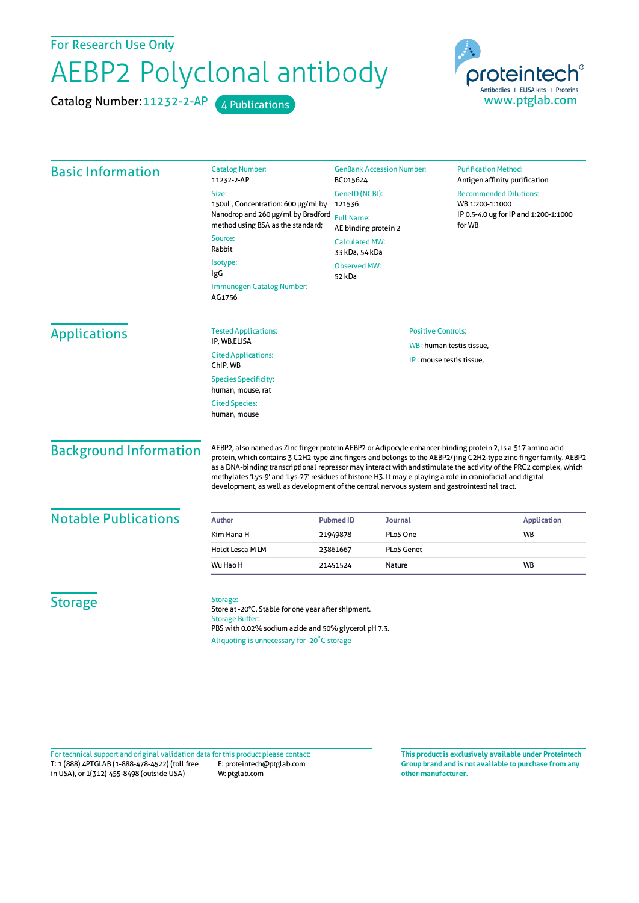For Research Use Only

# AEBP2 Polyclonal antibody

Catalog Number: 11232-2-AP    4 Publications

proteintech®
Antibodies | ELISA kits | Proteins
www.ptglab.com

## Basic Information

**Catalog Number:**
11232-2-AP

**Size:**
150ul , Concentration: 600 μg/ml by Nanodrop and 260 μg/ml by Bradford method using BSA as the standard;

**Source:**
Rabbit

**Isotype:**
IgG

**Immunogen Catalog Number:**
AG1756

**GenBank Accession Number:**
BC015624

**GeneID (NCBI):**
121536

**Full Name:**
AE binding protein 2

**Calculated MW:**
33 kDa, 54 kDa

**Observed MW:**
52 kDa

**Purification Method:**
Antigen affinity purification

**Recommended Dilutions:**
WB 1:200-1:1000
IP 0.5-4.0 ug for IP and 1:200-1:1000 for WB

## Applications

**Tested Applications:**
IP, WB,ELISA

**Cited Applications:**
ChIP, WB

**Species Specificity:**
human, mouse, rat

**Cited Species:**
human, mouse

**Positive Controls:**
WB : human testis tissue,
IP : mouse testis tissue,

## Background Information

AEBP2, also named as Zinc finger protein AEBP2 or Adipocyte enhancer-binding protein 2, is a 517 amino acid protein, which contains 3 C2H2-type zinc fingers and belongs to the AEBP2/jing C2H2-type zinc-finger family. AEBP2 as a DNA-binding transcriptional repressor may interact with and stimulate the activity of the PRC2 complex, which methylates 'Lys-9' and 'Lys-27' residues of histone H3. It may e playing a role in craniofacial and digital development, as well as development of the central nervous system and gastrointestinal tract.

## Notable Publications

| Author | Pubmed ID | Journal | Application |
| --- | --- | --- | --- |
| Kim Hana H | 21949878 | PLoS One | WB |
| Holdt Lesca M LM | 23861667 | PLoS Genet | |
| Wu Hao H | 21451524 | Nature | WB |

## Storage

**Storage:**
Store at -20°C. Stable for one year after shipment.

**Storage Buffer:**
PBS with 0.02% sodium azide and 50% glycerol pH 7.3.

Aliquoting is unnecessary for -20°C storage

For technical support and original validation data for this product please contact:
T: 1 (888) 4PTGLAB (1-888-478-4522) (toll free in USA), or 1(312) 455-8498 (outside USA)
E: proteintech@ptglab.com
W: ptglab.com

**This product is exclusively available under Proteintech Group brand and is not available to purchase from any other manufacturer.**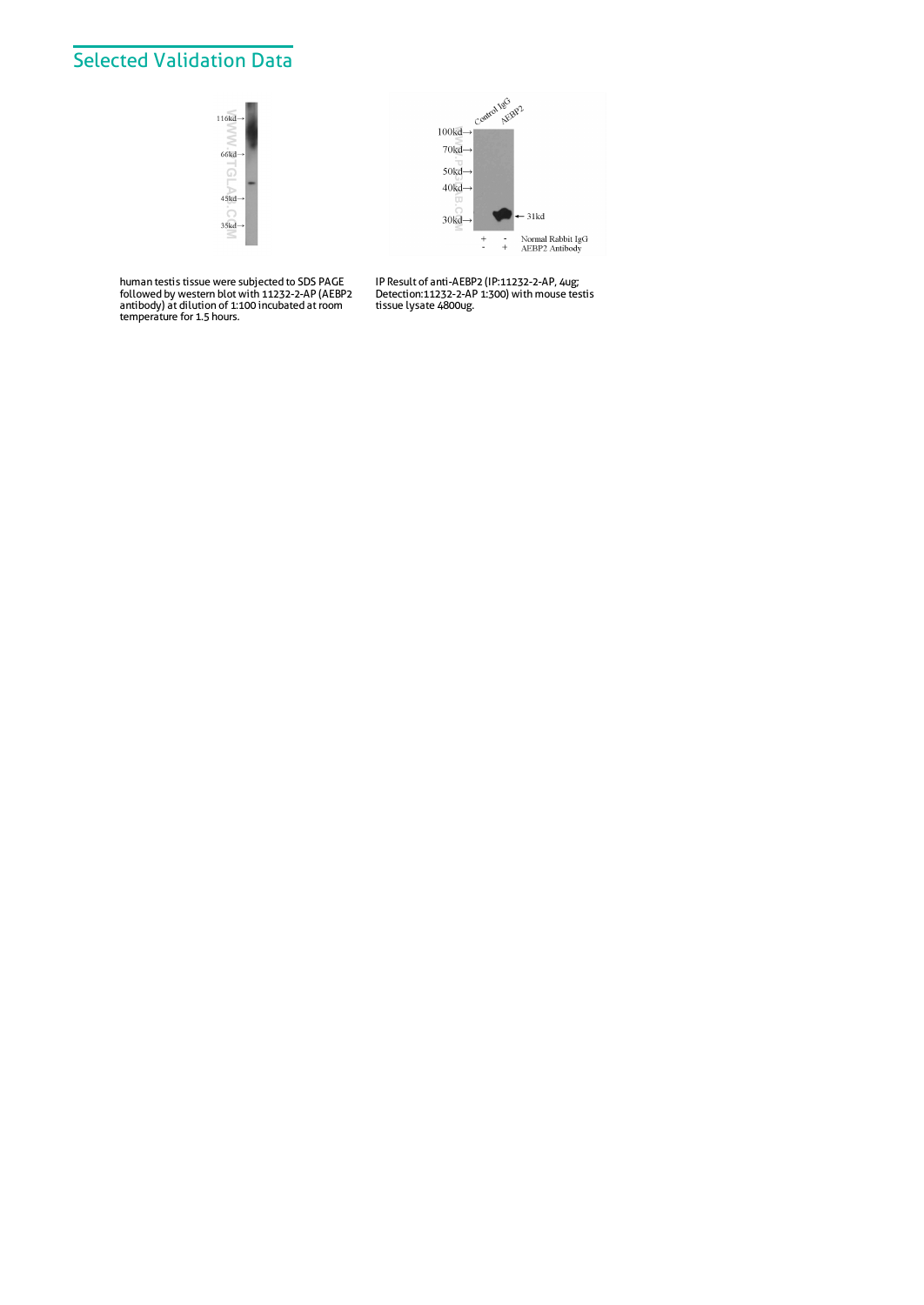## Selected Validation Data

116kd→
66kd→
45kd→
35kd→

WWW.PTGLAB.COM

human testis tissue were subjected to SDS PAGE followed by western blot with 11232-2-AP (AEBP2 antibody) at dilution of 1:100 incubated at room temperature for 1.5 hours.

Control IgG
AEBP2

100kd→
70kd→
50kd→
40kd→
30kd→

← 31kd

+ - Normal Rabbit IgG
- + AEBP2 Antibody

IP Result of anti-AEBP2 (IP:11232-2-AP, 4ug; Detection:11232-2-AP 1:300) with mouse testis tissue lysate 4800ug.